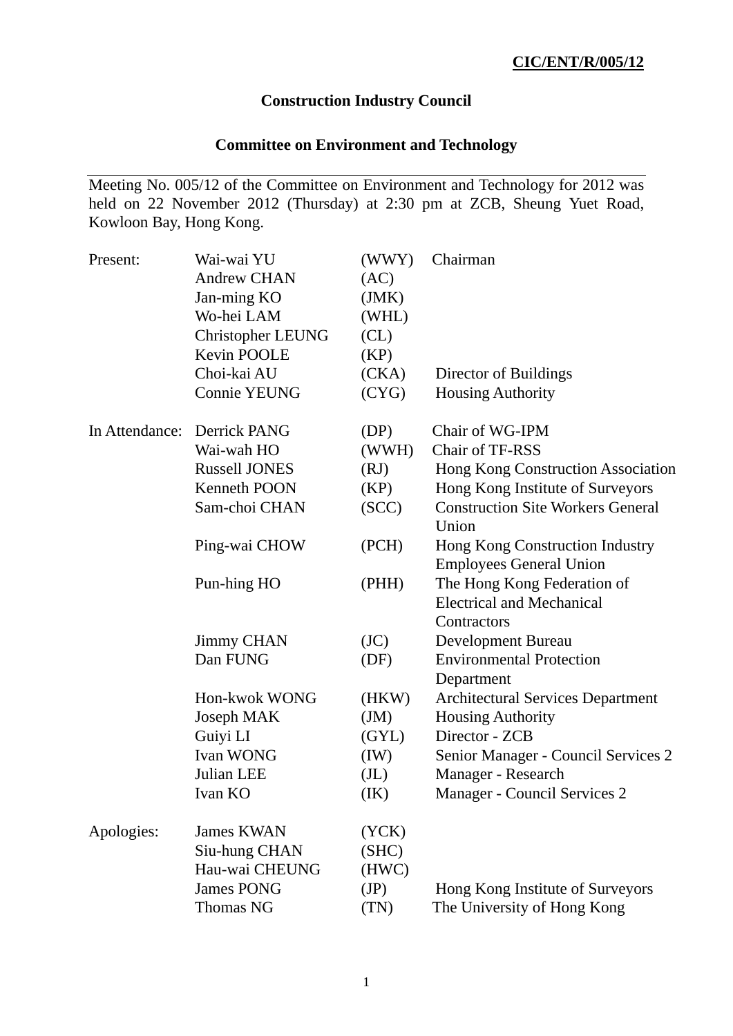**CIC/ENT/R/005/12**

# Construction Industry Council

## Committee on Environment and Technology

Meeting No. 005/12 of the Committee on Environment and Technology for 2012 was held on 22 November 2012 (Thursday) at 2:30 pm at ZCB, Sheung Yuet Road, Kowloon Bay, Hong Kong.

| | | | |
|---|---|---|---|
| Present: | Wai-wai YU | (WWY) | Chairman |
| | Andrew CHAN | (AC) | |
| | Jan-ming KO | (JMK) | |
| | Wo-hei LAM | (WHL) | |
| | Christopher LEUNG | (CL) | |
| | Kevin POOLE | (KP) | |
| | Choi-kai AU | (CKA) | Director of Buildings |
| | Connie YEUNG | (CYG) | Housing Authority |
| In Attendance: | Derrick PANG | (DP) | Chair of WG-IPM |
| | Wai-wah HO | (WWH) | Chair of TF-RSS |
| | Russell JONES | (RJ) | Hong Kong Construction Association |
| | Kenneth POON | (KP) | Hong Kong Institute of Surveyors |
| | Sam-choi CHAN | (SCC) | Construction Site Workers General Union |
| | Ping-wai CHOW | (PCH) | Hong Kong Construction Industry Employees General Union |
| | Pun-hing HO | (PHH) | The Hong Kong Federation of Electrical and Mechanical Contractors |
| | Jimmy CHAN | (JC) | Development Bureau |
| | Dan FUNG | (DF) | Environmental Protection Department |
| | Hon-kwok WONG | (HKW) | Architectural Services Department |
| | Joseph MAK | (JM) | Housing Authority |
| | Guiyi LI | (GYL) | Director - ZCB |
| | Ivan WONG | (IW) | Senior Manager - Council Services 2 |
| | Julian LEE | (JL) | Manager - Research |
| | Ivan KO | (IK) | Manager - Council Services 2 |
| Apologies: | James KWAN | (YCK) | |
| | Siu-hung CHAN | (SHC) | |
| | Hau-wai CHEUNG | (HWC) | |
| | James PONG | (JP) | Hong Kong Institute of Surveyors |
| | Thomas NG | (TN) | The University of Hong Kong |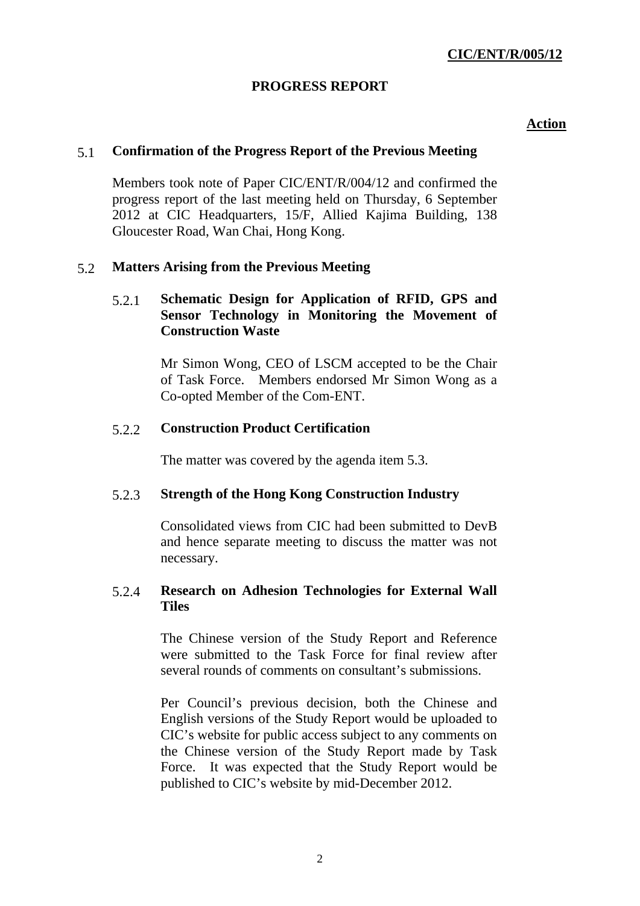**CIC/ENT/R/005/12**

**PROGRESS REPORT**

**Action**

## 5.1 Confirmation of the Progress Report of the Previous Meeting

Members took note of Paper CIC/ENT/R/004/12 and confirmed the progress report of the last meeting held on Thursday, 6 September 2012 at CIC Headquarters, 15/F, Allied Kajima Building, 138 Gloucester Road, Wan Chai, Hong Kong.

## 5.2 Matters Arising from the Previous Meeting

### 5.2.1 Schematic Design for Application of RFID, GPS and Sensor Technology in Monitoring the Movement of Construction Waste

Mr Simon Wong, CEO of LSCM accepted to be the Chair of Task Force. Members endorsed Mr Simon Wong as a Co-opted Member of the Com-ENT.

### 5.2.2 Construction Product Certification

The matter was covered by the agenda item 5.3.

### 5.2.3 Strength of the Hong Kong Construction Industry

Consolidated views from CIC had been submitted to DevB and hence separate meeting to discuss the matter was not necessary.

### 5.2.4 Research on Adhesion Technologies for External Wall Tiles

The Chinese version of the Study Report and Reference were submitted to the Task Force for final review after several rounds of comments on consultant's submissions.

Per Council's previous decision, both the Chinese and English versions of the Study Report would be uploaded to CIC's website for public access subject to any comments on the Chinese version of the Study Report made by Task Force. It was expected that the Study Report would be published to CIC's website by mid-December 2012.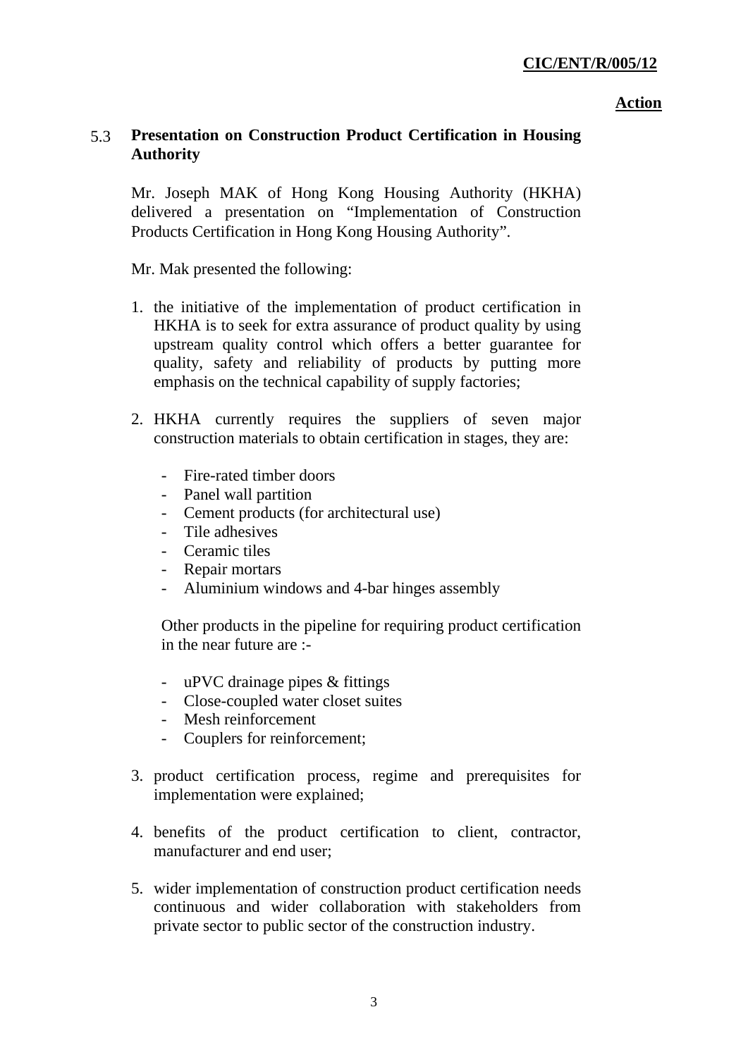**Action**

### 5.3 Presentation on Construction Product Certification in Housing Authority

Mr. Joseph MAK of Hong Kong Housing Authority (HKHA) delivered a presentation on "Implementation of Construction Products Certification in Hong Kong Housing Authority".

Mr. Mak presented the following:

1. the initiative of the implementation of product certification in HKHA is to seek for extra assurance of product quality by using upstream quality control which offers a better guarantee for quality, safety and reliability of products by putting more emphasis on the technical capability of supply factories;

2. HKHA currently requires the suppliers of seven major construction materials to obtain certification in stages, they are:

   - Fire-rated timber doors
   - Panel wall partition
   - Cement products (for architectural use)
   - Tile adhesives
   - Ceramic tiles
   - Repair mortars
   - Aluminium windows and 4-bar hinges assembly

   Other products in the pipeline for requiring product certification in the near future are :-

   - uPVC drainage pipes & fittings
   - Close-coupled water closet suites
   - Mesh reinforcement
   - Couplers for reinforcement;

3. product certification process, regime and prerequisites for implementation were explained;

4. benefits of the product certification to client, contractor, manufacturer and end user;

5. wider implementation of construction product certification needs continuous and wider collaboration with stakeholders from private sector to public sector of the construction industry.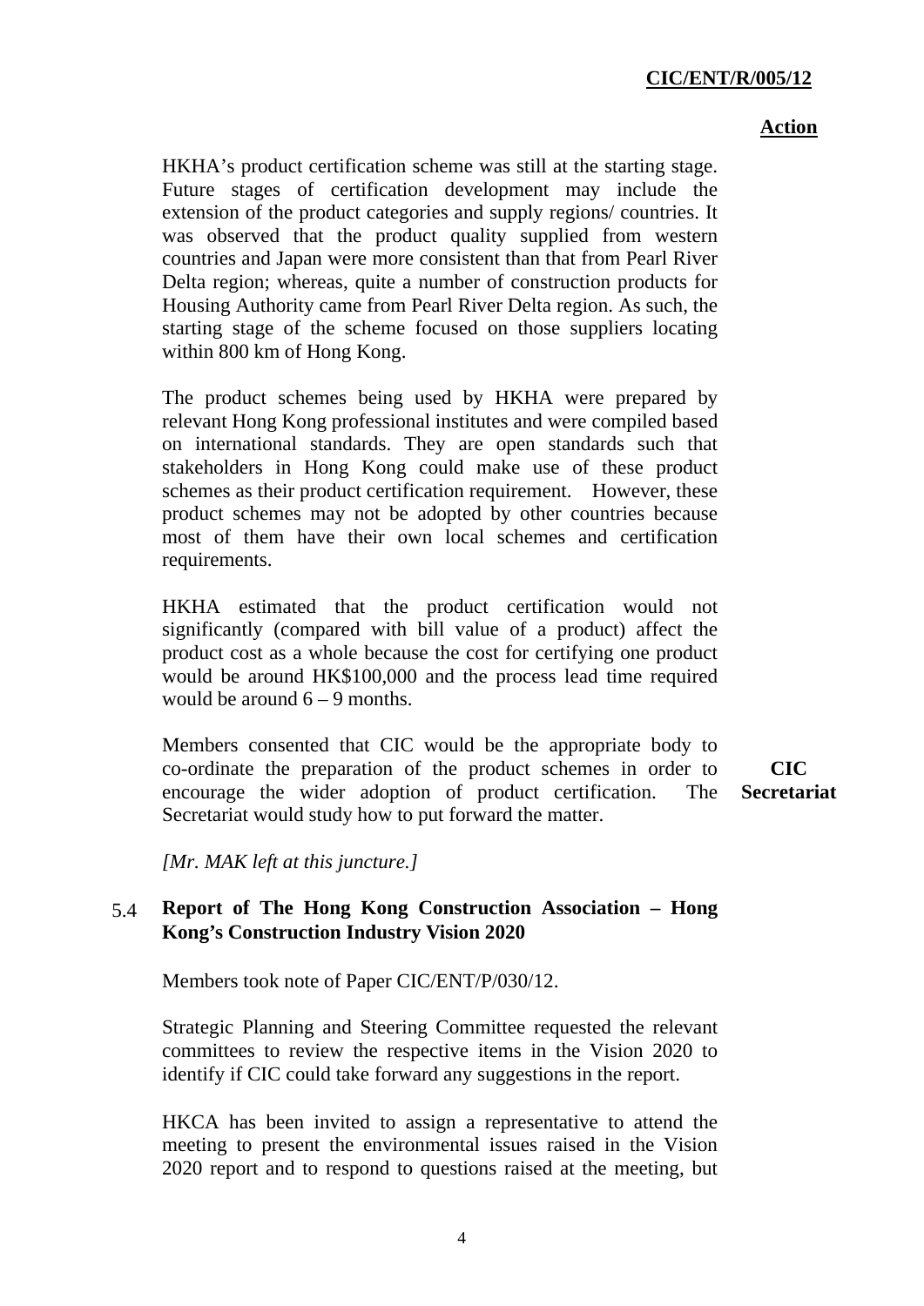HKHA's product certification scheme was still at the starting stage. Future stages of certification development may include the extension of the product categories and supply regions/ countries. It was observed that the product quality supplied from western countries and Japan were more consistent than that from Pearl River Delta region; whereas, quite a number of construction products for Housing Authority came from Pearl River Delta region. As such, the starting stage of the scheme focused on those suppliers locating within 800 km of Hong Kong.

The product schemes being used by HKHA were prepared by relevant Hong Kong professional institutes and were compiled based on international standards. They are open standards such that stakeholders in Hong Kong could make use of these product schemes as their product certification requirement. However, these product schemes may not be adopted by other countries because most of them have their own local schemes and certification requirements.

HKHA estimated that the product certification would not significantly (compared with bill value of a product) affect the product cost as a whole because the cost for certifying one product would be around HK$100,000 and the process lead time required would be around 6 – 9 months.

Members consented that CIC would be the appropriate body to co-ordinate the preparation of the product schemes in order to encourage the wider adoption of product certification. The Secretariat would study how to put forward the matter. **CIC Secretariat**

*[Mr. MAK left at this juncture.]*

### 5.4 Report of The Hong Kong Construction Association – Hong Kong's Construction Industry Vision 2020

Members took note of Paper CIC/ENT/P/030/12.

Strategic Planning and Steering Committee requested the relevant committees to review the respective items in the Vision 2020 to identify if CIC could take forward any suggestions in the report.

HKCA has been invited to assign a representative to attend the meeting to present the environmental issues raised in the Vision 2020 report and to respond to questions raised at the meeting, but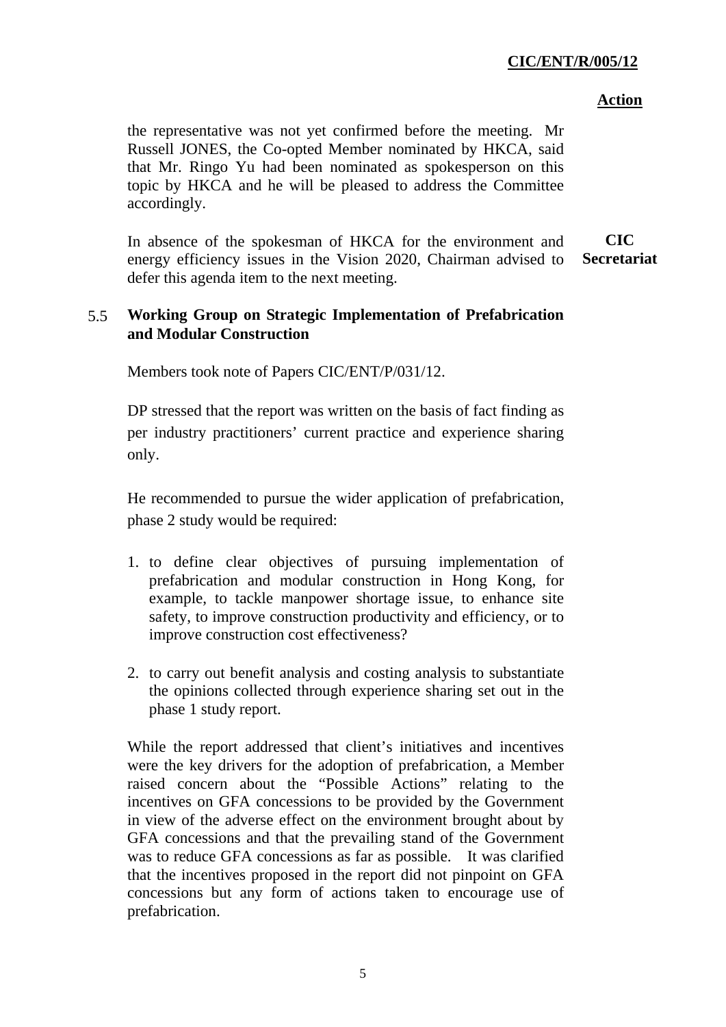**Action**

the representative was not yet confirmed before the meeting. Mr Russell JONES, the Co-opted Member nominated by HKCA, said that Mr. Ringo Yu had been nominated as spokesperson on this topic by HKCA and he will be pleased to address the Committee accordingly.

In absence of the spokesman of HKCA for the environment and energy efficiency issues in the Vision 2020, Chairman advised to defer this agenda item to the next meeting. **CIC Secretariat**

### 5.5 Working Group on Strategic Implementation of Prefabrication and Modular Construction

Members took note of Papers CIC/ENT/P/031/12.

DP stressed that the report was written on the basis of fact finding as per industry practitioners' current practice and experience sharing only.

He recommended to pursue the wider application of prefabrication, phase 2 study would be required:

1. to define clear objectives of pursuing implementation of prefabrication and modular construction in Hong Kong, for example, to tackle manpower shortage issue, to enhance site safety, to improve construction productivity and efficiency, or to improve construction cost effectiveness?

2. to carry out benefit analysis and costing analysis to substantiate the opinions collected through experience sharing set out in the phase 1 study report.

While the report addressed that client's initiatives and incentives were the key drivers for the adoption of prefabrication, a Member raised concern about the "Possible Actions" relating to the incentives on GFA concessions to be provided by the Government in view of the adverse effect on the environment brought about by GFA concessions and that the prevailing stand of the Government was to reduce GFA concessions as far as possible. It was clarified that the incentives proposed in the report did not pinpoint on GFA concessions but any form of actions taken to encourage use of prefabrication.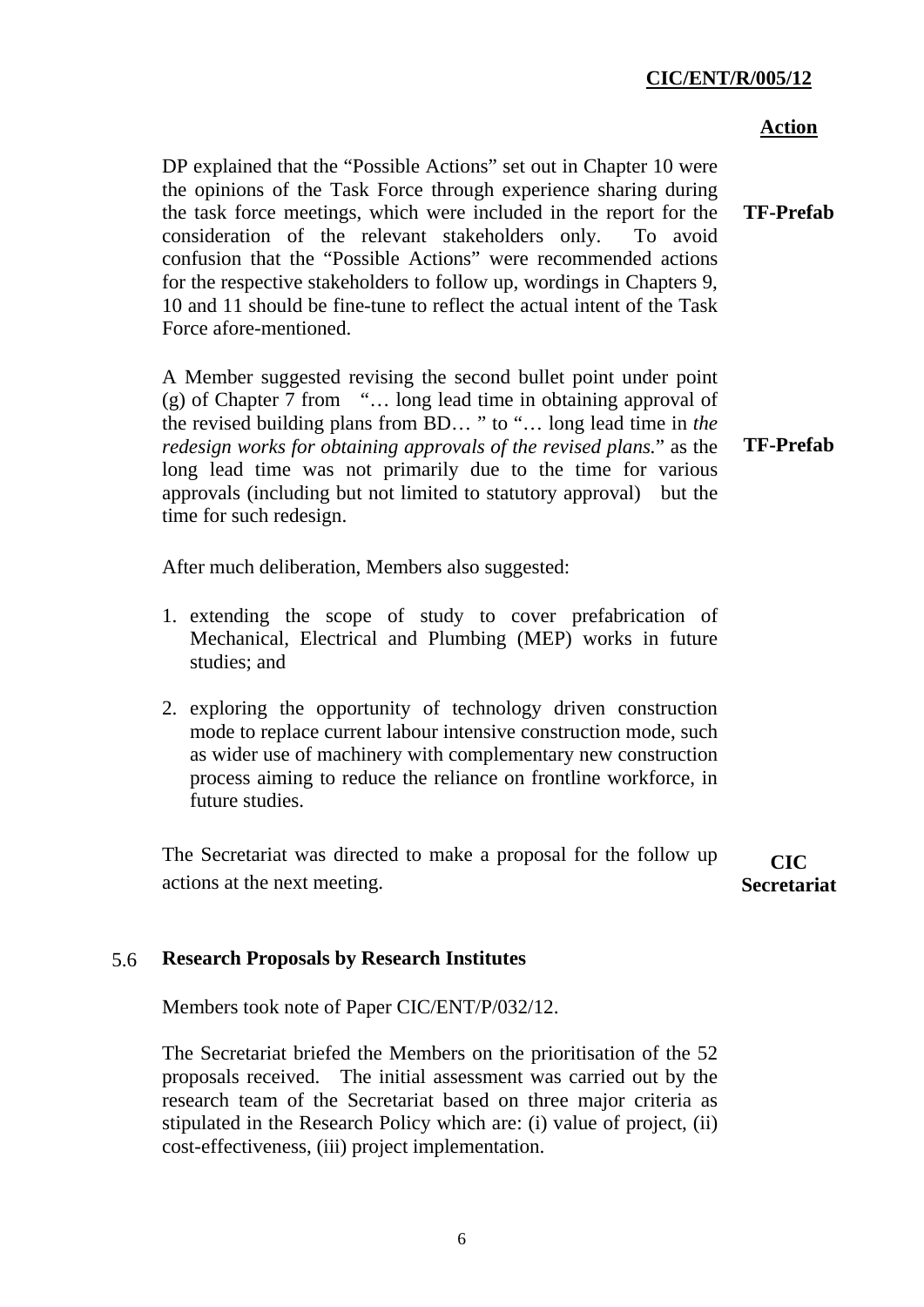**Action**

DP explained that the "Possible Actions" set out in Chapter 10 were the opinions of the Task Force through experience sharing during the task force meetings, which were included in the report for the consideration of the relevant stakeholders only. To avoid confusion that the "Possible Actions" were recommended actions for the respective stakeholders to follow up, wordings in Chapters 9, 10 and 11 should be fine-tune to reflect the actual intent of the Task Force afore-mentioned. **TF-Prefab**

A Member suggested revising the second bullet point under point (g) of Chapter 7 from "… long lead time in obtaining approval of the revised building plans from BD… " to "… long lead time in *the redesign works for obtaining approvals of the revised plans.*" as the long lead time was not primarily due to the time for various approvals (including but not limited to statutory approval) but the time for such redesign. **TF-Prefab**

After much deliberation, Members also suggested:

1. extending the scope of study to cover prefabrication of Mechanical, Electrical and Plumbing (MEP) works in future studies; and

2. exploring the opportunity of technology driven construction mode to replace current labour intensive construction mode, such as wider use of machinery with complementary new construction process aiming to reduce the reliance on frontline workforce, in future studies.

The Secretariat was directed to make a proposal for the follow up actions at the next meeting. **CIC Secretariat**

## 5.6 Research Proposals by Research Institutes

Members took note of Paper CIC/ENT/P/032/12.

The Secretariat briefed the Members on the prioritisation of the 52 proposals received. The initial assessment was carried out by the research team of the Secretariat based on three major criteria as stipulated in the Research Policy which are: (i) value of project, (ii) cost-effectiveness, (iii) project implementation.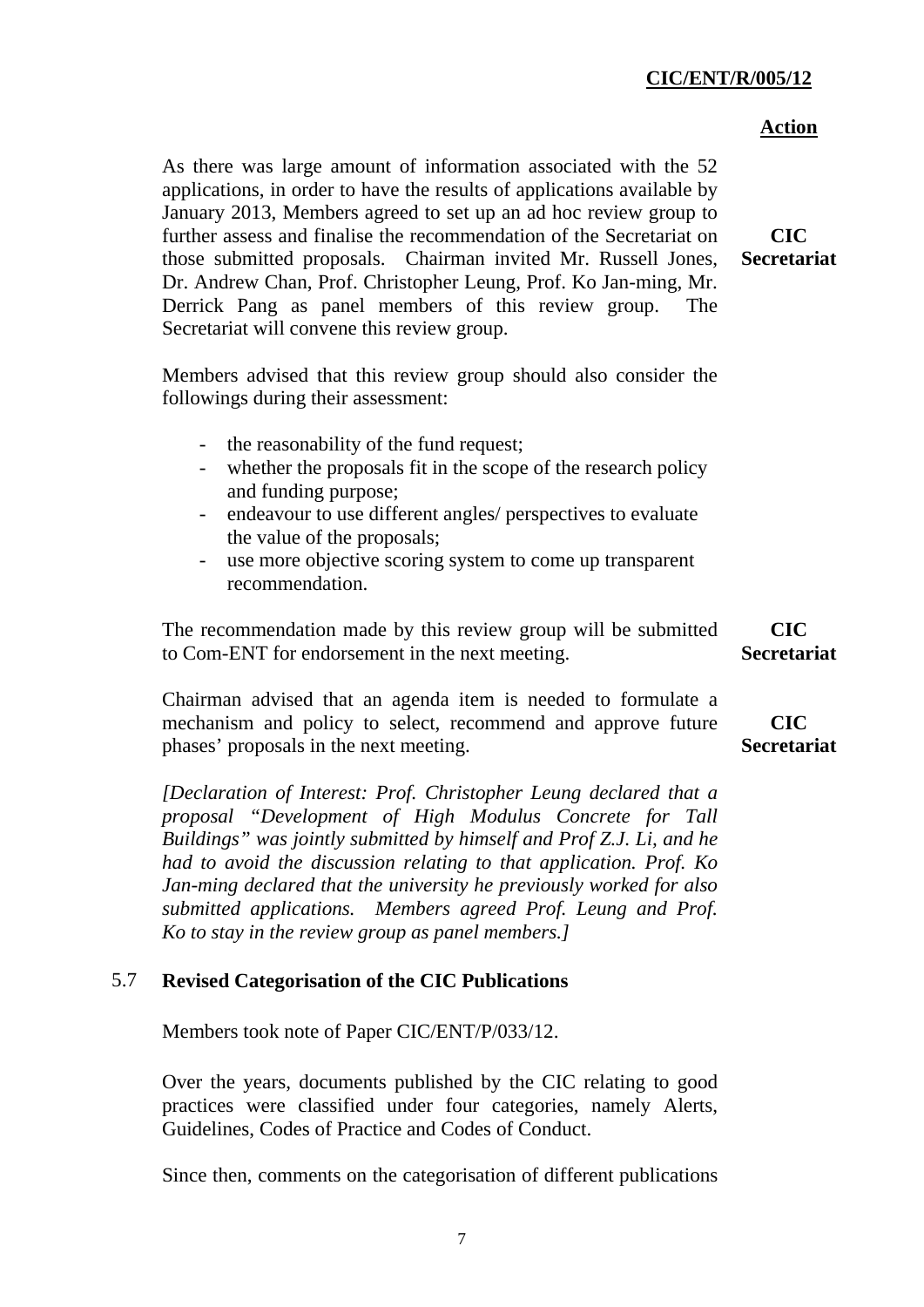**Action**

As there was large amount of information associated with the 52 applications, in order to have the results of applications available by January 2013, Members agreed to set up an ad hoc review group to further assess and finalise the recommendation of the Secretariat on those submitted proposals. Chairman invited Mr. Russell Jones, Dr. Andrew Chan, Prof. Christopher Leung, Prof. Ko Jan-ming, Mr. Derrick Pang as panel members of this review group. The Secretariat will convene this review group. **CIC Secretariat**

Members advised that this review group should also consider the followings during their assessment:

- the reasonability of the fund request;
- whether the proposals fit in the scope of the research policy and funding purpose;
- endeavour to use different angles/ perspectives to evaluate the value of the proposals;
- use more objective scoring system to come up transparent recommendation.

The recommendation made by this review group will be submitted to Com-ENT for endorsement in the next meeting. **CIC Secretariat**

Chairman advised that an agenda item is needed to formulate a mechanism and policy to select, recommend and approve future phases' proposals in the next meeting. **CIC Secretariat**

*[Declaration of Interest: Prof. Christopher Leung declared that a proposal "Development of High Modulus Concrete for Tall Buildings" was jointly submitted by himself and Prof Z.J. Li, and he had to avoid the discussion relating to that application. Prof. Ko Jan-ming declared that the university he previously worked for also submitted applications. Members agreed Prof. Leung and Prof. Ko to stay in the review group as panel members.]*

## 5.7 Revised Categorisation of the CIC Publications

Members took note of Paper CIC/ENT/P/033/12.

Over the years, documents published by the CIC relating to good practices were classified under four categories, namely Alerts, Guidelines, Codes of Practice and Codes of Conduct.

Since then, comments on the categorisation of different publications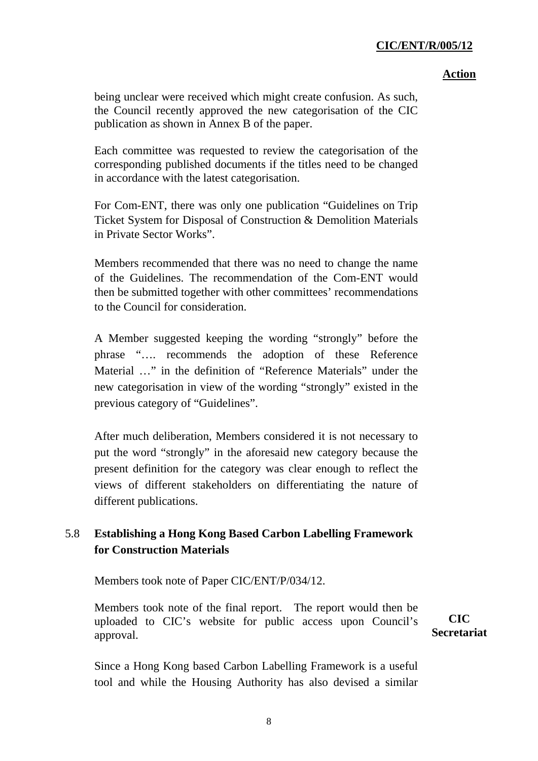**Action**

being unclear were received which might create confusion. As such, the Council recently approved the new categorisation of the CIC publication as shown in Annex B of the paper.

Each committee was requested to review the categorisation of the corresponding published documents if the titles need to be changed in accordance with the latest categorisation.

For Com-ENT, there was only one publication "Guidelines on Trip Ticket System for Disposal of Construction & Demolition Materials in Private Sector Works".

Members recommended that there was no need to change the name of the Guidelines. The recommendation of the Com-ENT would then be submitted together with other committees' recommendations to the Council for consideration.

A Member suggested keeping the wording "strongly" before the phrase "…. recommends the adoption of these Reference Material …" in the definition of "Reference Materials" under the new categorisation in view of the wording "strongly" existed in the previous category of "Guidelines".

After much deliberation, Members considered it is not necessary to put the word "strongly" in the aforesaid new category because the present definition for the category was clear enough to reflect the views of different stakeholders on differentiating the nature of different publications.

## 5.8 Establishing a Hong Kong Based Carbon Labelling Framework for Construction Materials

Members took note of Paper CIC/ENT/P/034/12.

Members took note of the final report. The report would then be uploaded to CIC's website for public access upon Council's approval. **CIC Secretariat**

Since a Hong Kong based Carbon Labelling Framework is a useful tool and while the Housing Authority has also devised a similar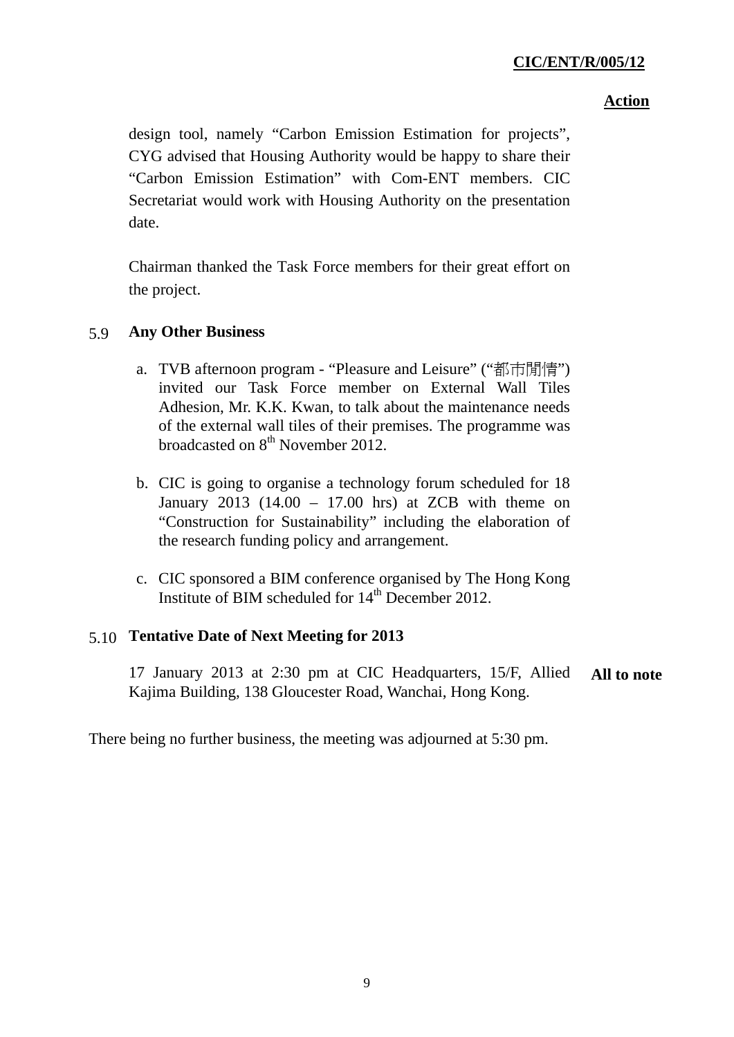**Action**

design tool, namely "Carbon Emission Estimation for projects", CYG advised that Housing Authority would be happy to share their "Carbon Emission Estimation" with Com-ENT members. CIC Secretariat would work with Housing Authority on the presentation date.

Chairman thanked the Task Force members for their great effort on the project.

5.9 **Any Other Business**

a. TVB afternoon program - "Pleasure and Leisure" ("都市閒情") invited our Task Force member on External Wall Tiles Adhesion, Mr. K.K. Kwan, to talk about the maintenance needs of the external wall tiles of their premises. The programme was broadcasted on 8th November 2012.

b. CIC is going to organise a technology forum scheduled for 18 January 2013 (14.00 – 17.00 hrs) at ZCB with theme on "Construction for Sustainability" including the elaboration of the research funding policy and arrangement.

c. CIC sponsored a BIM conference organised by The Hong Kong Institute of BIM scheduled for 14th December 2012.

5.10 **Tentative Date of Next Meeting for 2013**

17 January 2013 at 2:30 pm at CIC Headquarters, 15/F, Allied Kajima Building, 138 Gloucester Road, Wanchai, Hong Kong. **All to note**

There being no further business, the meeting was adjourned at 5:30 pm.